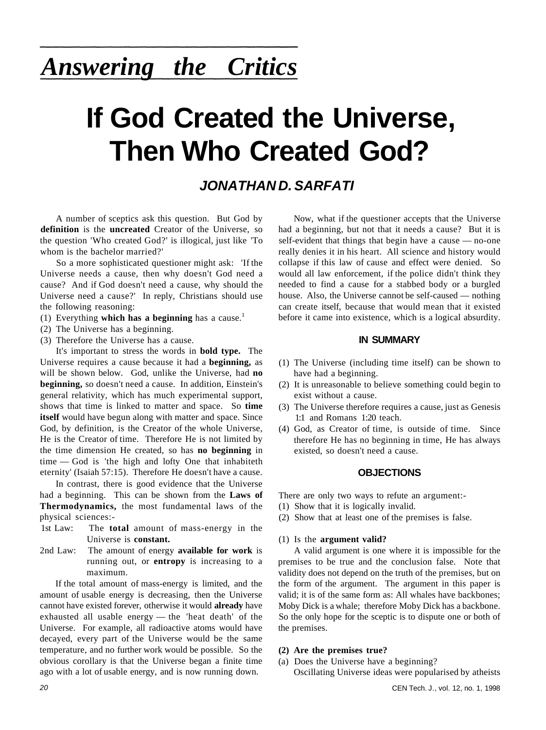# *Answering the Critics*

# If God Created the Universe, Then Who Created God?

### *JONATHAN D. SARFATI*

A number of sceptics ask this question. But God by **definition** is the **uncreated** Creator of the Universe, so the question 'Who created God?' is illogical, just like 'To whom is the bachelor married?'

So a more sophisticated questioner might ask: 'If the Universe needs a cause, then why doesn't God need a cause? And if God doesn't need a cause, why should the Universe need a cause?' In reply, Christians should use the following reasoning:

(1) Everything **which has a beginning** has a cause.[1]
(2) The Universe has a beginning.
(3) Therefore the Universe has a cause.

It's important to stress the words in **bold type.** The Universe requires a cause because it had a **beginning,** as will be shown below. God, unlike the Universe, had **no beginning,** so doesn't need a cause. In addition, Einstein's general relativity, which has much experimental support, shows that time is linked to matter and space. So **time itself** would have begun along with matter and space. Since God, by definition, is the Creator of the whole Universe, He is the Creator of time. Therefore He is not limited by the time dimension He created, so has **no beginning** in time — God is 'the high and lofty One that inhabiteth eternity' (Isaiah 57:15). Therefore He doesn't have a cause.

In contrast, there is good evidence that the Universe had a beginning. This can be shown from the **Laws of Thermodynamics,** the most fundamental laws of the physical sciences:-

1st Law: The **total** amount of mass-energy in the Universe is **constant.**

2nd Law: The amount of energy **available for work** is running out, or **entropy** is increasing to a maximum.

If the total amount of mass-energy is limited, and the amount of usable energy is decreasing, then the Universe cannot have existed forever, otherwise it would **already** have exhausted all usable energy — the 'heat death' of the Universe. For example, all radioactive atoms would have decayed, every part of the Universe would be the same temperature, and no further work would be possible. So the obvious corollary is that the Universe began a finite time ago with a lot of usable energy, and is now running down.

Now, what if the questioner accepts that the Universe had a beginning, but not that it needs a cause? But it is self-evident that things that begin have a cause — no-one really denies it in his heart. All science and history would collapse if this law of cause and effect were denied. So would all law enforcement, if the police didn't think they needed to find a cause for a stabbed body or a burgled house. Also, the Universe cannot be self-caused — nothing can create itself, because that would mean that it existed before it came into existence, which is a logical absurdity.

## IN SUMMARY

(1) The Universe (including time itself) can be shown to have had a beginning.
(2) It is unreasonable to believe something could begin to exist without a cause.
(3) The Universe therefore requires a cause, just as Genesis 1:1 and Romans 1:20 teach.
(4) God, as Creator of time, is outside of time. Since therefore He has no beginning in time, He has always existed, so doesn't need a cause.

## OBJECTIONS

There are only two ways to refute an argument:-

(1) Show that it is logically invalid.
(2) Show that at least one of the premises is false.

**(1) Is the argument valid?**

A valid argument is one where it is impossible for the premises to be true and the conclusion false. Note that validity does not depend on the truth of the premises, but on the form of the argument. The argument in this paper is valid; it is of the same form as: All whales have backbones; Moby Dick is a whale; therefore Moby Dick has a backbone. So the only hope for the sceptic is to dispute one or both of the premises.

**(2) Are the premises true?**

(a) Does the Universe have a beginning?

Oscillating Universe ideas were popularised by atheists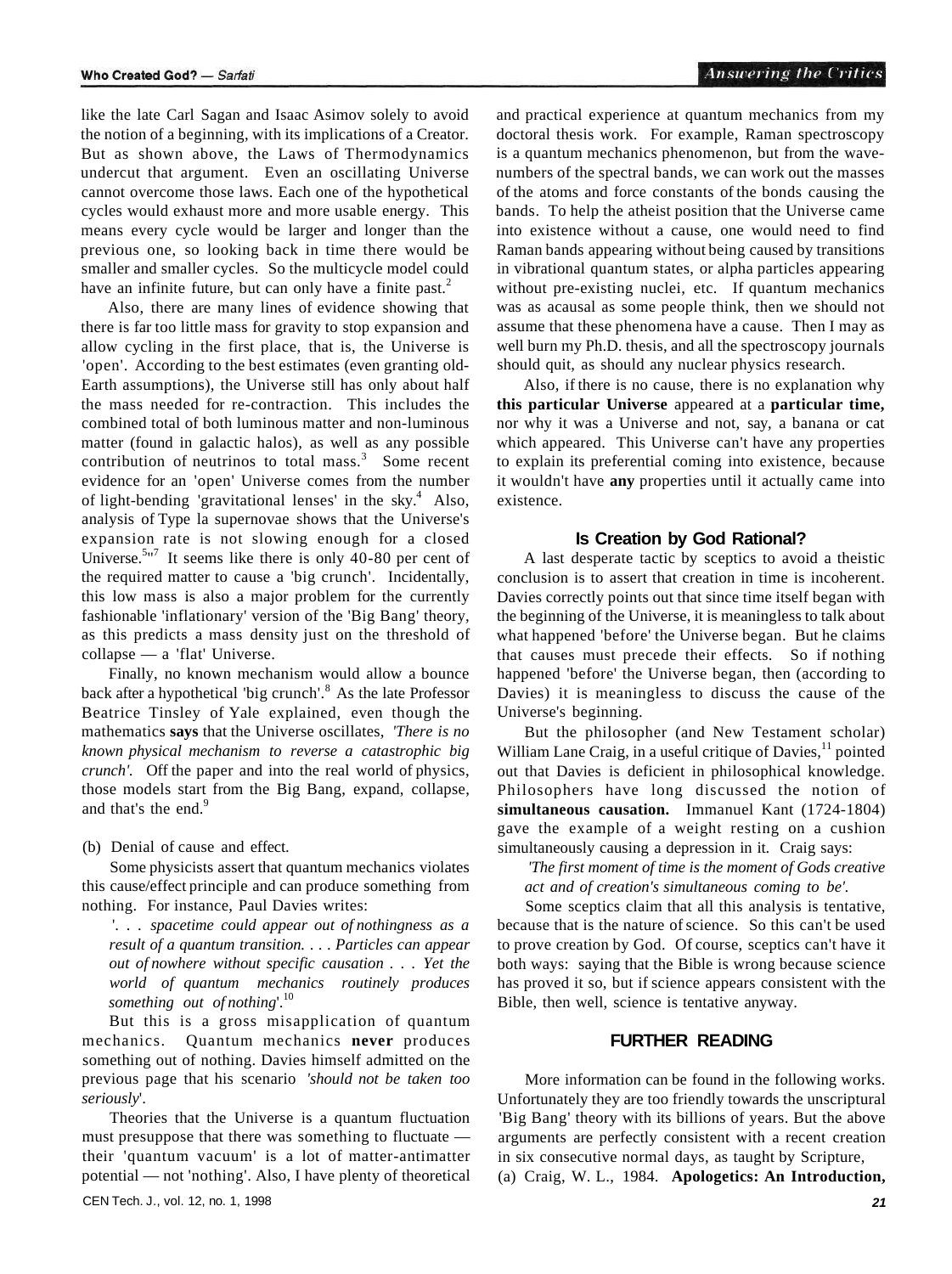like the late Carl Sagan and Isaac Asimov solely to avoid the notion of a beginning, with its implications of a Creator. But as shown above, the Laws of Thermodynamics undercut that argument. Even an oscillating Universe cannot overcome those laws. Each one of the hypothetical cycles would exhaust more and more usable energy. This means every cycle would be larger and longer than the previous one, so looking back in time there would be smaller and smaller cycles. So the multicycle model could have an infinite future, but can only have a finite past.[2]

Also, there are many lines of evidence showing that there is far too little mass for gravity to stop expansion and allow cycling in the first place, that is, the Universe is 'open'. According to the best estimates (even granting old-Earth assumptions), the Universe still has only about half the mass needed for re-contraction. This includes the combined total of both luminous matter and non-luminous matter (found in galactic halos), as well as any possible contribution of neutrinos to total mass.[3] Some recent evidence for an 'open' Universe comes from the number of light-bending 'gravitational lenses' in the sky.[4] Also, analysis of Type la supernovae shows that the Universe's expansion rate is not slowing enough for a closed Universe.[5-7] It seems like there is only 40-80 per cent of the required matter to cause a 'big crunch'. Incidentally, this low mass is also a major problem for the currently fashionable 'inflationary' version of the 'Big Bang' theory, as this predicts a mass density just on the threshold of collapse — a 'flat' Universe.

Finally, no known mechanism would allow a bounce back after a hypothetical 'big crunch'.[8] As the late Professor Beatrice Tinsley of Yale explained, even though the mathematics **says** that the Universe oscillates, *'There is no known physical mechanism to reverse a catastrophic big crunch'.* Off the paper and into the real world of physics, those models start from the Big Bang, expand, collapse, and that's the end.[9]

(b) Denial of cause and effect.

Some physicists assert that quantum mechanics violates this cause/effect principle and can produce something from nothing. For instance, Paul Davies writes:

> '. . . *spacetime could appear out of nothingness as a result of a quantum transition. . . . Particles can appear out of nowhere without specific causation . . . Yet the world of quantum mechanics routinely produces something out of nothing*'.[10]

But this is a gross misapplication of quantum mechanics. Quantum mechanics **never** produces something out of nothing. Davies himself admitted on the previous page that his scenario *'should not be taken too seriously*'.

Theories that the Universe is a quantum fluctuation must presuppose that there was something to fluctuate — their 'quantum vacuum' is a lot of matter-antimatter potential — not 'nothing'. Also, I have plenty of theoretical and practical experience at quantum mechanics from my doctoral thesis work. For example, Raman spectroscopy is a quantum mechanics phenomenon, but from the wave-numbers of the spectral bands, we can work out the masses of the atoms and force constants of the bonds causing the bands. To help the atheist position that the Universe came into existence without a cause, one would need to find Raman bands appearing without being caused by transitions in vibrational quantum states, or alpha particles appearing without pre-existing nuclei, etc. If quantum mechanics was as acausal as some people think, then we should not assume that these phenomena have a cause. Then I may as well burn my Ph.D. thesis, and all the spectroscopy journals should quit, as should any nuclear physics research.

Also, if there is no cause, there is no explanation why **this particular Universe** appeared at a **particular time,** nor why it was a Universe and not, say, a banana or cat which appeared. This Universe can't have any properties to explain its preferential coming into existence, because it wouldn't have **any** properties until it actually came into existence.

### Is Creation by God Rational?

A last desperate tactic by sceptics to avoid a theistic conclusion is to assert that creation in time is incoherent. Davies correctly points out that since time itself began with the beginning of the Universe, it is meaningless to talk about what happened 'before' the Universe began. But he claims that causes must precede their effects. So if nothing happened 'before' the Universe began, then (according to Davies) it is meaningless to discuss the cause of the Universe's beginning.

But the philosopher (and New Testament scholar) William Lane Craig, in a useful critique of Davies,[11] pointed out that Davies is deficient in philosophical knowledge. Philosophers have long discussed the notion of **simultaneous causation.** Immanuel Kant (1724-1804) gave the example of a weight resting on a cushion simultaneously causing a depression in it. Craig says:

> *'The first moment of time is the moment of Gods creative act and of creation's simultaneous coming to be'.*

Some sceptics claim that all this analysis is tentative, because that is the nature of science. So this can't be used to prove creation by God. Of course, sceptics can't have it both ways: saying that the Bible is wrong because science has proved it so, but if science appears consistent with the Bible, then well, science is tentative anyway.

### FURTHER READING

More information can be found in the following works. Unfortunately they are too friendly towards the unscriptural 'Big Bang' theory with its billions of years. But the above arguments are perfectly consistent with a recent creation in six consecutive normal days, as taught by Scripture,

(a) Craig, W. L., 1984. **Apologetics: An Introduction,**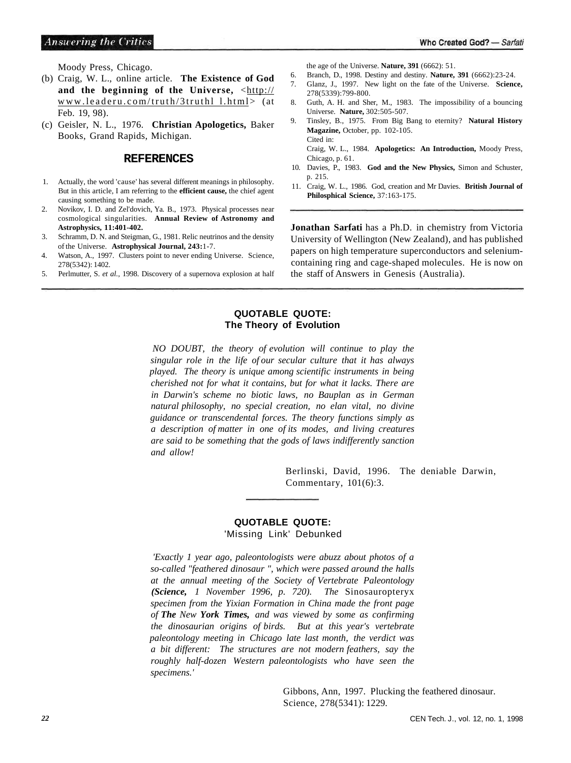Moody Press, Chicago.

(b) Craig, W. L., online article. **The Existence of God and the beginning of the Universe,** <http://www.leaderu.com/truth/3truthl l.html> (at Feb. 19, 98).

(c) Geisler, N. L., 1976. **Christian Apologetics,** Baker Books, Grand Rapids, Michigan.

## REFERENCES

1. Actually, the word 'cause' has several different meanings in philosophy. But in this article, I am referring to the **efficient cause,** the chief agent causing something to be made.
2. Novikov, I. D. and Zel'dovich, Ya. B., 1973. Physical processes near cosmological singularities. **Annual Review of Astronomy and Astrophysics, 11:401-402.**
3. Schramm, D. N. and Steigman, G., 1981. Relic neutrinos and the density of the Universe. **Astrophysical Journal, 243:**1-7.
4. Watson, A., 1997. Clusters point to never ending Universe. Science, 278(5342): 1402.
5. Perlmutter, S. *et al.*, 1998. Discovery of a supernova explosion at half the age of the Universe. **Nature, 391** (6662): 51.
6. Branch, D., 1998. Destiny and destiny. **Nature, 391** (6662):23-24.
7. Glanz, J., 1997. New light on the fate of the Universe. **Science,** 278(5339):799-800.
8. Guth, A. H. and Sher, M., 1983. The impossibility of a bouncing Universe. **Nature,** 302:505-507.
9. Tinsley, B., 1975. From Big Bang to eternity? **Natural History Magazine,** October, pp. 102-105.
   Cited in:
   Craig, W. L., 1984. **Apologetics: An Introduction,** Moody Press, Chicago, p. 61.
10. Davies, P., 1983. **God and the New Physics,** Simon and Schuster, p. 215.
11. Craig, W. L., 1986. God, creation and Mr Davies. **British Journal of Philosphical Science,** 37:163-175.

---

**Jonathan Sarfati** has a Ph.D. in chemistry from Victoria University of Wellington (New Zealand), and has published papers on high temperature superconductors and selenium-containing ring and cage-shaped molecules. He is now on the staff of Answers in Genesis (Australia).

---

### QUOTABLE QUOTE: The Theory of Evolution

*NO DOUBT, the theory of evolution will continue to play the singular role in the life of our secular culture that it has always played. The theory is unique among scientific instruments in being cherished not for what it contains, but for what it lacks. There are in Darwin's scheme no biotic laws, no Bauplan as in German natural philosophy, no special creation, no elan vital, no divine guidance or transcendental forces. The theory functions simply as a description of matter in one of its modes, and living creatures are said to be something that the gods of laws indifferently sanction and allow!*

Berlinski, David, 1996. The deniable Darwin, Commentary, 101(6):3.

---

### QUOTABLE QUOTE: 'Missing Link' Debunked

*'Exactly 1 year ago, paleontologists were abuzz about photos of a so-called "feathered dinosaur ", which were passed around the halls at the annual meeting of the Society of Vertebrate Paleontology* ***(Science,*** *1 November 1996, p. 720). The* Sinosauropteryx *specimen from the Yixian Formation in China made the front page of* ***The*** *New* ***York Times,*** *and was viewed by some as confirming the dinosaurian origins of birds. But at this year's vertebrate paleontology meeting in Chicago late last month, the verdict was a bit different: The structures are not modern feathers, say the roughly half-dozen Western paleontologists who have seen the specimens.'*

Gibbons, Ann, 1997. Plucking the feathered dinosaur. Science, 278(5341): 1229.